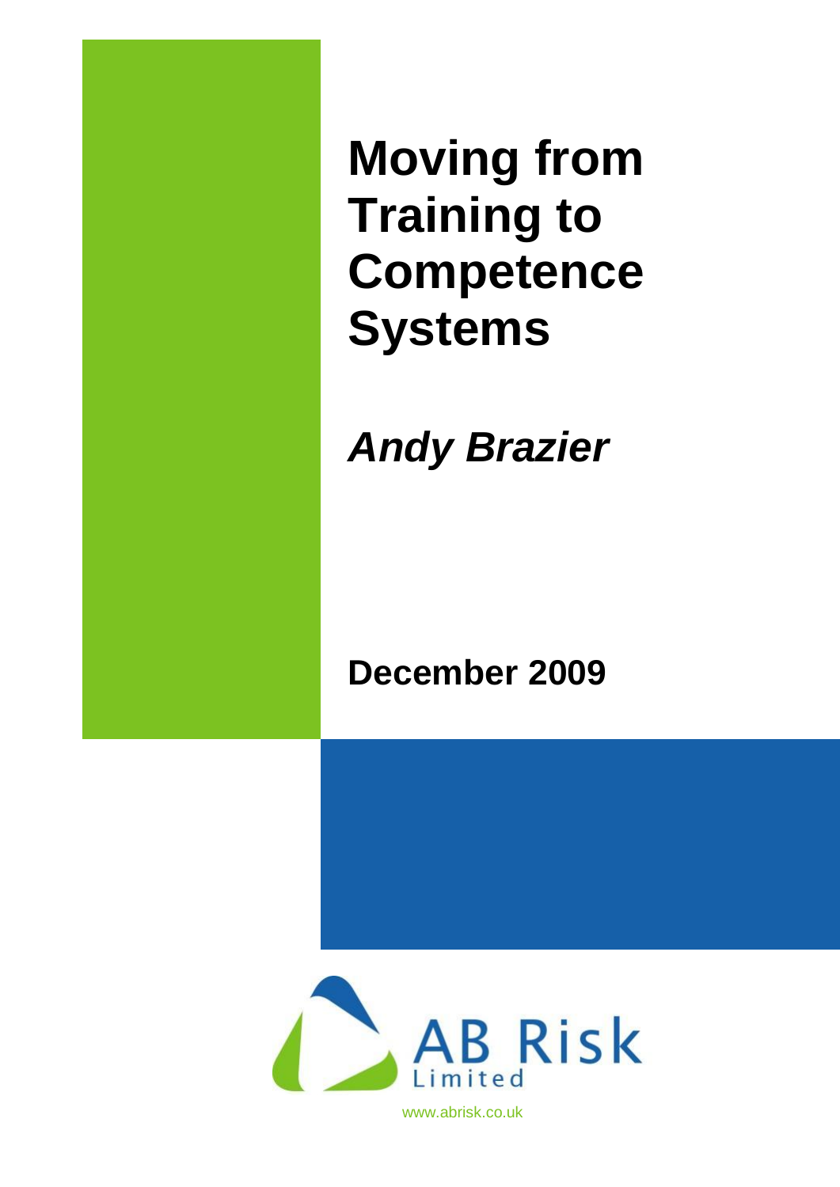# Moving from Training to Competence Systems

***Andy Brazier***

**December 2009**

AB Risk Limited

www.abrisk.co.uk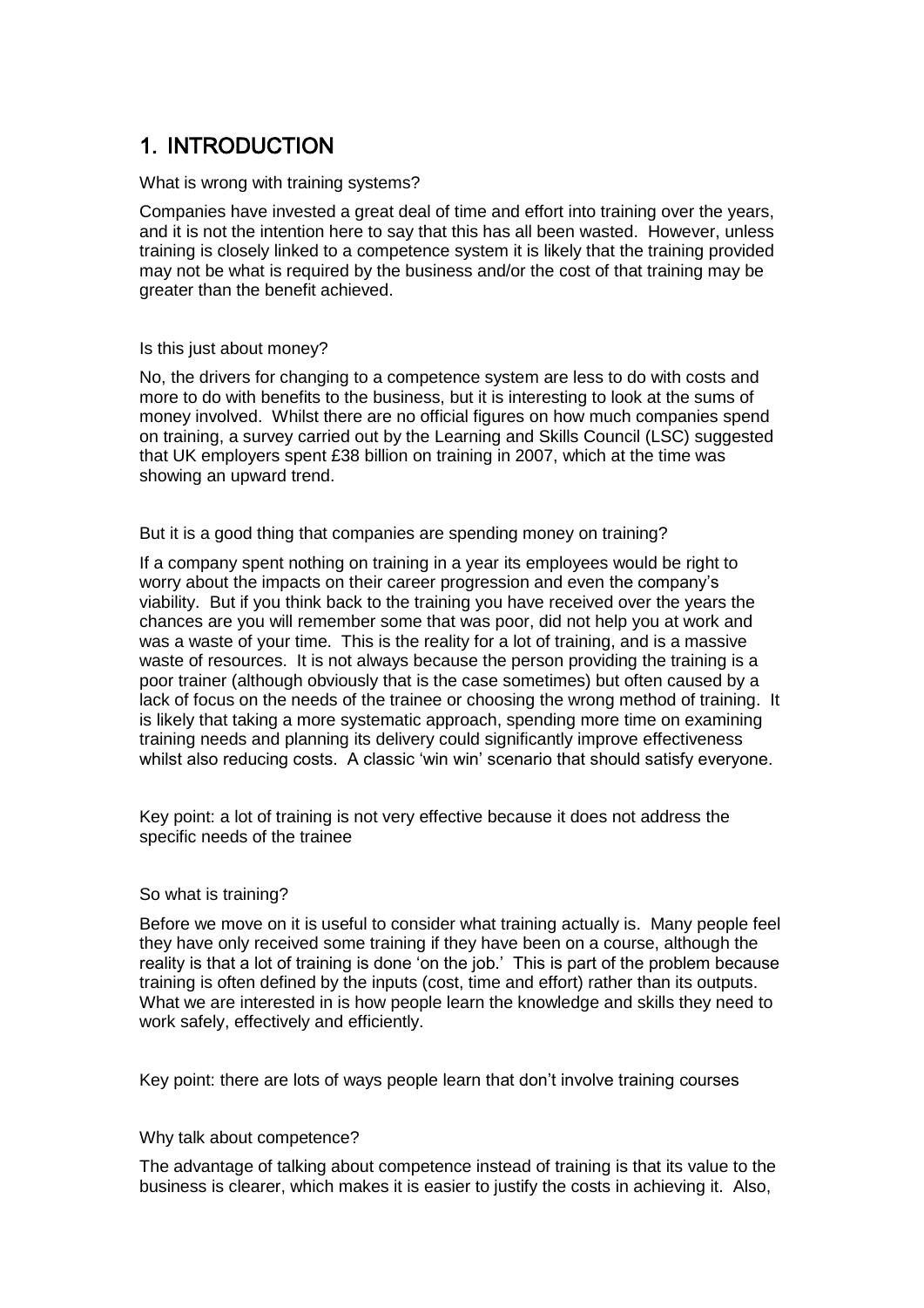# 1. INTRODUCTION

What is wrong with training systems?

Companies have invested a great deal of time and effort into training over the years, and it is not the intention here to say that this has all been wasted. However, unless training is closely linked to a competence system it is likely that the training provided may not be what is required by the business and/or the cost of that training may be greater than the benefit achieved.

Is this just about money?

No, the drivers for changing to a competence system are less to do with costs and more to do with benefits to the business, but it is interesting to look at the sums of money involved. Whilst there are no official figures on how much companies spend on training, a survey carried out by the Learning and Skills Council (LSC) suggested that UK employers spent £38 billion on training in 2007, which at the time was showing an upward trend.

But it is a good thing that companies are spending money on training?

If a company spent nothing on training in a year its employees would be right to worry about the impacts on their career progression and even the company's viability. But if you think back to the training you have received over the years the chances are you will remember some that was poor, did not help you at work and was a waste of your time. This is the reality for a lot of training, and is a massive waste of resources. It is not always because the person providing the training is a poor trainer (although obviously that is the case sometimes) but often caused by a lack of focus on the needs of the trainee or choosing the wrong method of training. It is likely that taking a more systematic approach, spending more time on examining training needs and planning its delivery could significantly improve effectiveness whilst also reducing costs. A classic 'win win' scenario that should satisfy everyone.

Key point: a lot of training is not very effective because it does not address the specific needs of the trainee

So what is training?

Before we move on it is useful to consider what training actually is. Many people feel they have only received some training if they have been on a course, although the reality is that a lot of training is done 'on the job.' This is part of the problem because training is often defined by the inputs (cost, time and effort) rather than its outputs. What we are interested in is how people learn the knowledge and skills they need to work safely, effectively and efficiently.

Key point: there are lots of ways people learn that don't involve training courses

Why talk about competence?

The advantage of talking about competence instead of training is that its value to the business is clearer, which makes it is easier to justify the costs in achieving it. Also,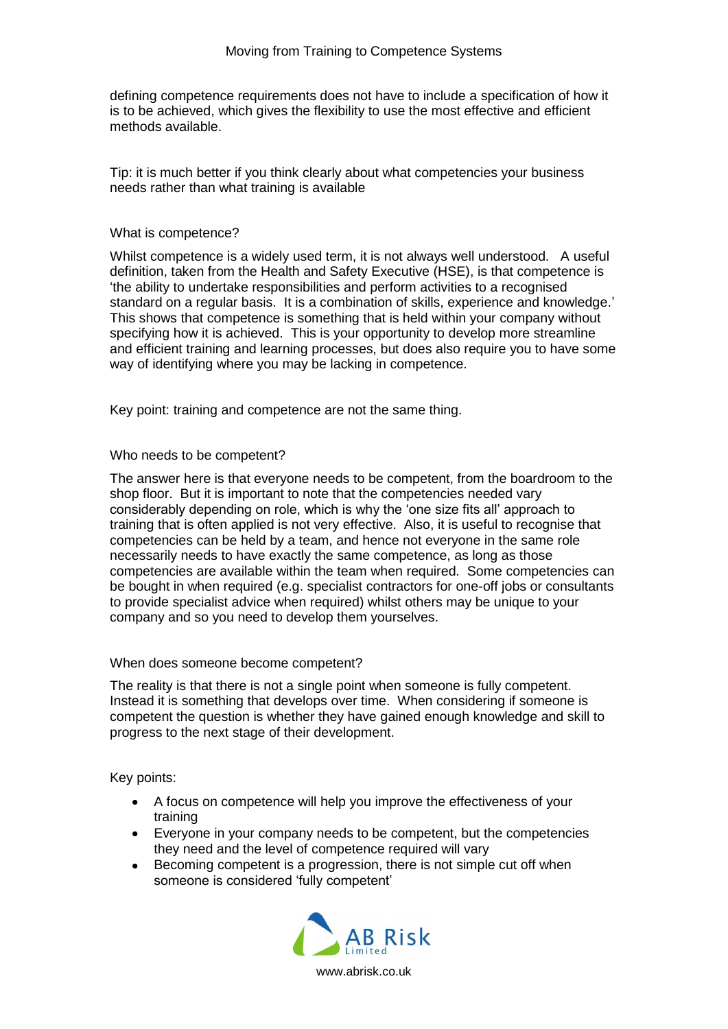defining competence requirements does not have to include a specification of how it is to be achieved, which gives the flexibility to use the most effective and efficient methods available.

Tip: it is much better if you think clearly about what competencies your business needs rather than what training is available

## What is competence?

Whilst competence is a widely used term, it is not always well understood. A useful definition, taken from the Health and Safety Executive (HSE), is that competence is 'the ability to undertake responsibilities and perform activities to a recognised standard on a regular basis. It is a combination of skills, experience and knowledge.' This shows that competence is something that is held within your company without specifying how it is achieved. This is your opportunity to develop more streamline and efficient training and learning processes, but does also require you to have some way of identifying where you may be lacking in competence.

Key point: training and competence are not the same thing.

## Who needs to be competent?

The answer here is that everyone needs to be competent, from the boardroom to the shop floor. But it is important to note that the competencies needed vary considerably depending on role, which is why the 'one size fits all' approach to training that is often applied is not very effective. Also, it is useful to recognise that competencies can be held by a team, and hence not everyone in the same role necessarily needs to have exactly the same competence, as long as those competencies are available within the team when required. Some competencies can be bought in when required (e.g. specialist contractors for one-off jobs or consultants to provide specialist advice when required) whilst others may be unique to your company and so you need to develop them yourselves.

## When does someone become competent?

The reality is that there is not a single point when someone is fully competent. Instead it is something that develops over time. When considering if someone is competent the question is whether they have gained enough knowledge and skill to progress to the next stage of their development.

Key points:

- A focus on competence will help you improve the effectiveness of your training
- Everyone in your company needs to be competent, but the competencies they need and the level of competence required will vary
- Becoming competent is a progression, there is not simple cut off when someone is considered 'fully competent'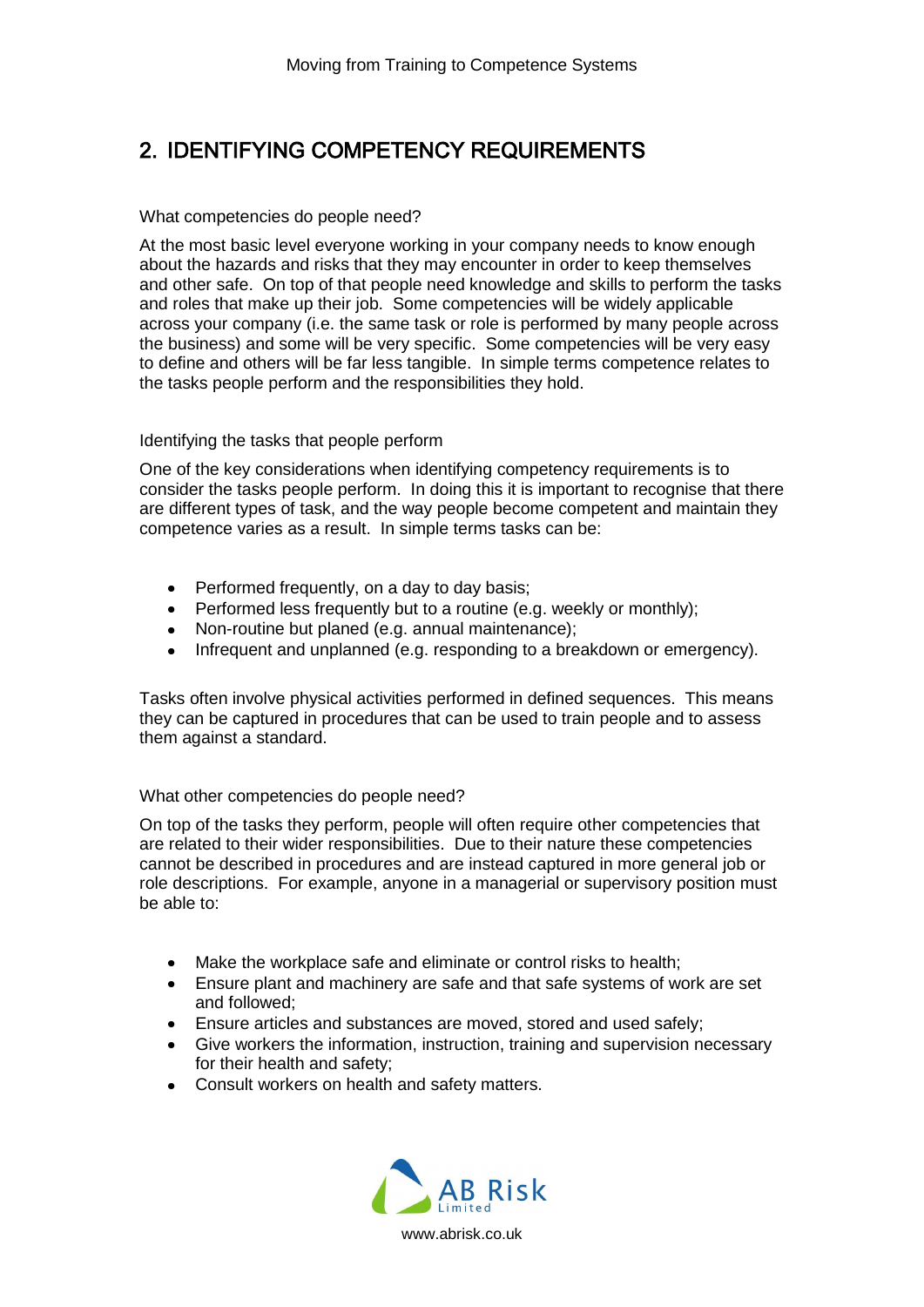## 2. IDENTIFYING COMPETENCY REQUIREMENTS

What competencies do people need?

At the most basic level everyone working in your company needs to know enough about the hazards and risks that they may encounter in order to keep themselves and other safe. On top of that people need knowledge and skills to perform the tasks and roles that make up their job. Some competencies will be widely applicable across your company (i.e. the same task or role is performed by many people across the business) and some will be very specific. Some competencies will be very easy to define and others will be far less tangible. In simple terms competence relates to the tasks people perform and the responsibilities they hold.

Identifying the tasks that people perform

One of the key considerations when identifying competency requirements is to consider the tasks people perform. In doing this it is important to recognise that there are different types of task, and the way people become competent and maintain they competence varies as a result. In simple terms tasks can be:

- Performed frequently, on a day to day basis;
- Performed less frequently but to a routine (e.g. weekly or monthly);
- Non-routine but planed (e.g. annual maintenance);
- Infrequent and unplanned (e.g. responding to a breakdown or emergency).

Tasks often involve physical activities performed in defined sequences. This means they can be captured in procedures that can be used to train people and to assess them against a standard.

What other competencies do people need?

On top of the tasks they perform, people will often require other competencies that are related to their wider responsibilities. Due to their nature these competencies cannot be described in procedures and are instead captured in more general job or role descriptions. For example, anyone in a managerial or supervisory position must be able to:

- Make the workplace safe and eliminate or control risks to health;
- Ensure plant and machinery are safe and that safe systems of work are set and followed;
- Ensure articles and substances are moved, stored and used safely;
- Give workers the information, instruction, training and supervision necessary for their health and safety;
- Consult workers on health and safety matters.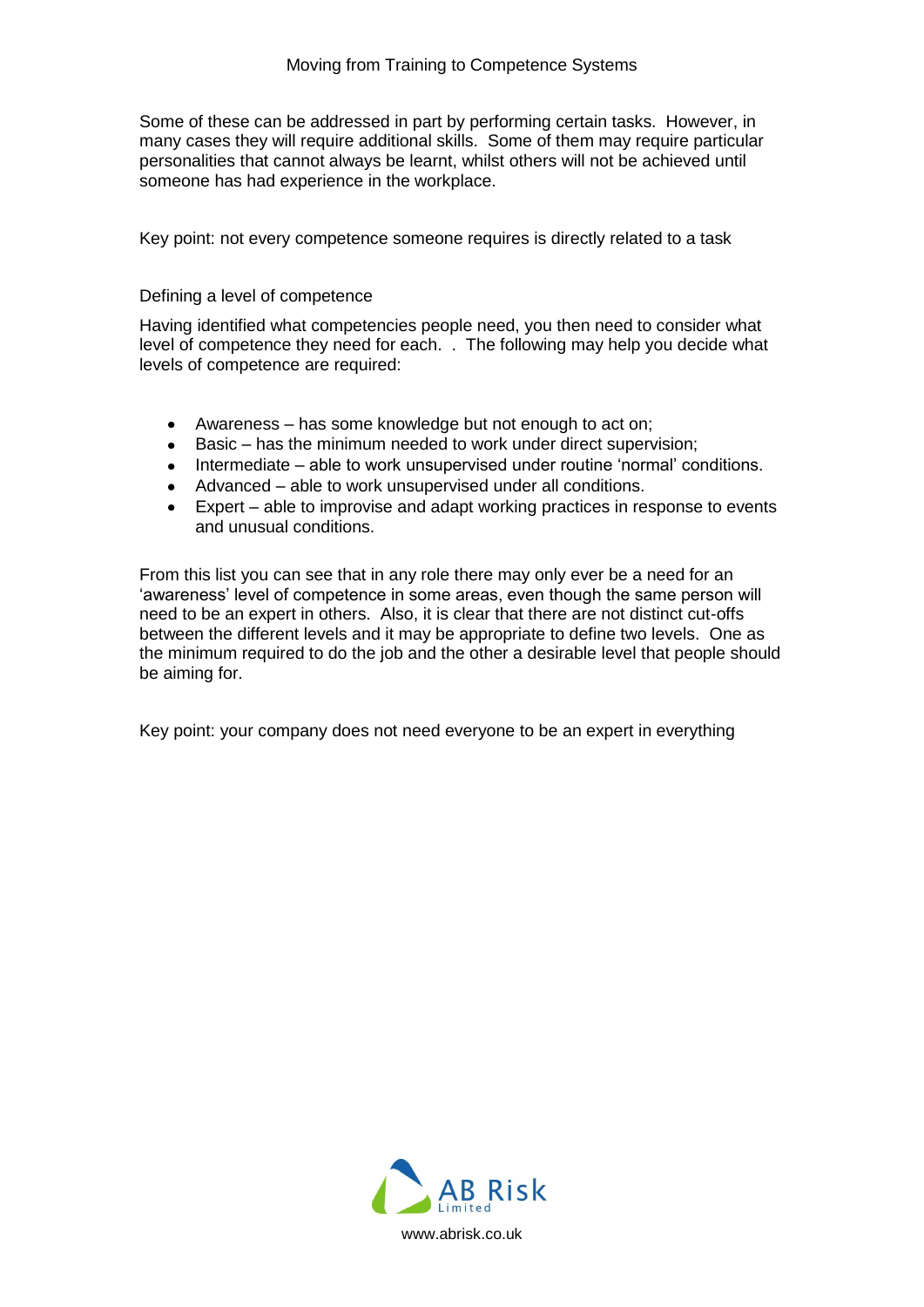Some of these can be addressed in part by performing certain tasks. However, in many cases they will require additional skills. Some of them may require particular personalities that cannot always be learnt, whilst others will not be achieved until someone has had experience in the workplace.

Key point: not every competence someone requires is directly related to a task

## Defining a level of competence

Having identified what competencies people need, you then need to consider what level of competence they need for each. . The following may help you decide what levels of competence are required:

- Awareness – has some knowledge but not enough to act on;
- Basic – has the minimum needed to work under direct supervision;
- Intermediate – able to work unsupervised under routine 'normal' conditions.
- Advanced – able to work unsupervised under all conditions.
- Expert – able to improvise and adapt working practices in response to events and unusual conditions.

From this list you can see that in any role there may only ever be a need for an 'awareness' level of competence in some areas, even though the same person will need to be an expert in others. Also, it is clear that there are not distinct cut-offs between the different levels and it may be appropriate to define two levels. One as the minimum required to do the job and the other a desirable level that people should be aiming for.

Key point: your company does not need everyone to be an expert in everything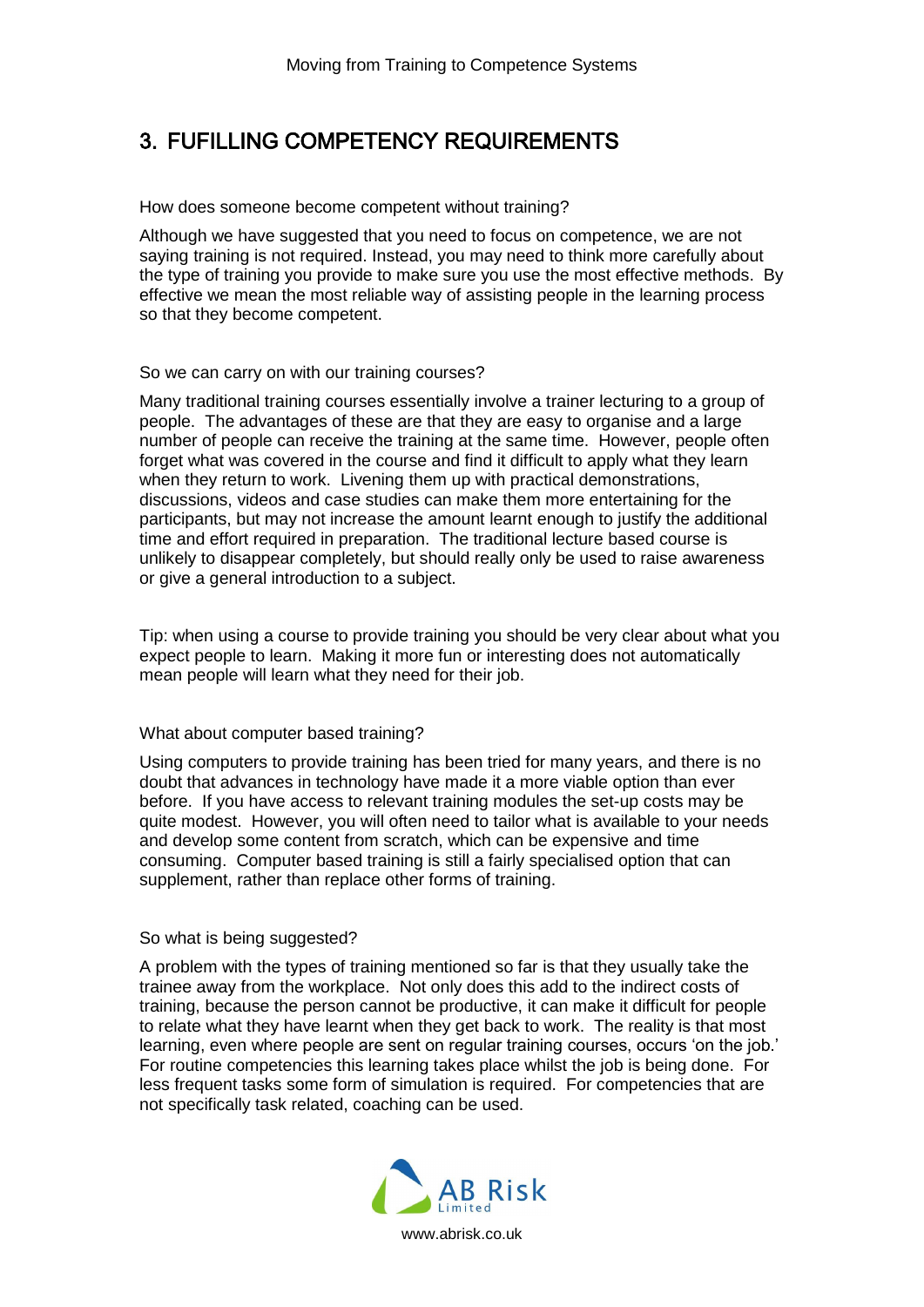# 3. FUFILLING COMPETENCY REQUIREMENTS

How does someone become competent without training?

Although we have suggested that you need to focus on competence, we are not saying training is not required. Instead, you may need to think more carefully about the type of training you provide to make sure you use the most effective methods. By effective we mean the most reliable way of assisting people in the learning process so that they become competent.

So we can carry on with our training courses?

Many traditional training courses essentially involve a trainer lecturing to a group of people. The advantages of these are that they are easy to organise and a large number of people can receive the training at the same time. However, people often forget what was covered in the course and find it difficult to apply what they learn when they return to work. Livening them up with practical demonstrations, discussions, videos and case studies can make them more entertaining for the participants, but may not increase the amount learnt enough to justify the additional time and effort required in preparation. The traditional lecture based course is unlikely to disappear completely, but should really only be used to raise awareness or give a general introduction to a subject.

Tip: when using a course to provide training you should be very clear about what you expect people to learn. Making it more fun or interesting does not automatically mean people will learn what they need for their job.

What about computer based training?

Using computers to provide training has been tried for many years, and there is no doubt that advances in technology have made it a more viable option than ever before. If you have access to relevant training modules the set-up costs may be quite modest. However, you will often need to tailor what is available to your needs and develop some content from scratch, which can be expensive and time consuming. Computer based training is still a fairly specialised option that can supplement, rather than replace other forms of training.

So what is being suggested?

A problem with the types of training mentioned so far is that they usually take the trainee away from the workplace. Not only does this add to the indirect costs of training, because the person cannot be productive, it can make it difficult for people to relate what they have learnt when they get back to work. The reality is that most learning, even where people are sent on regular training courses, occurs 'on the job.' For routine competencies this learning takes place whilst the job is being done. For less frequent tasks some form of simulation is required. For competencies that are not specifically task related, coaching can be used.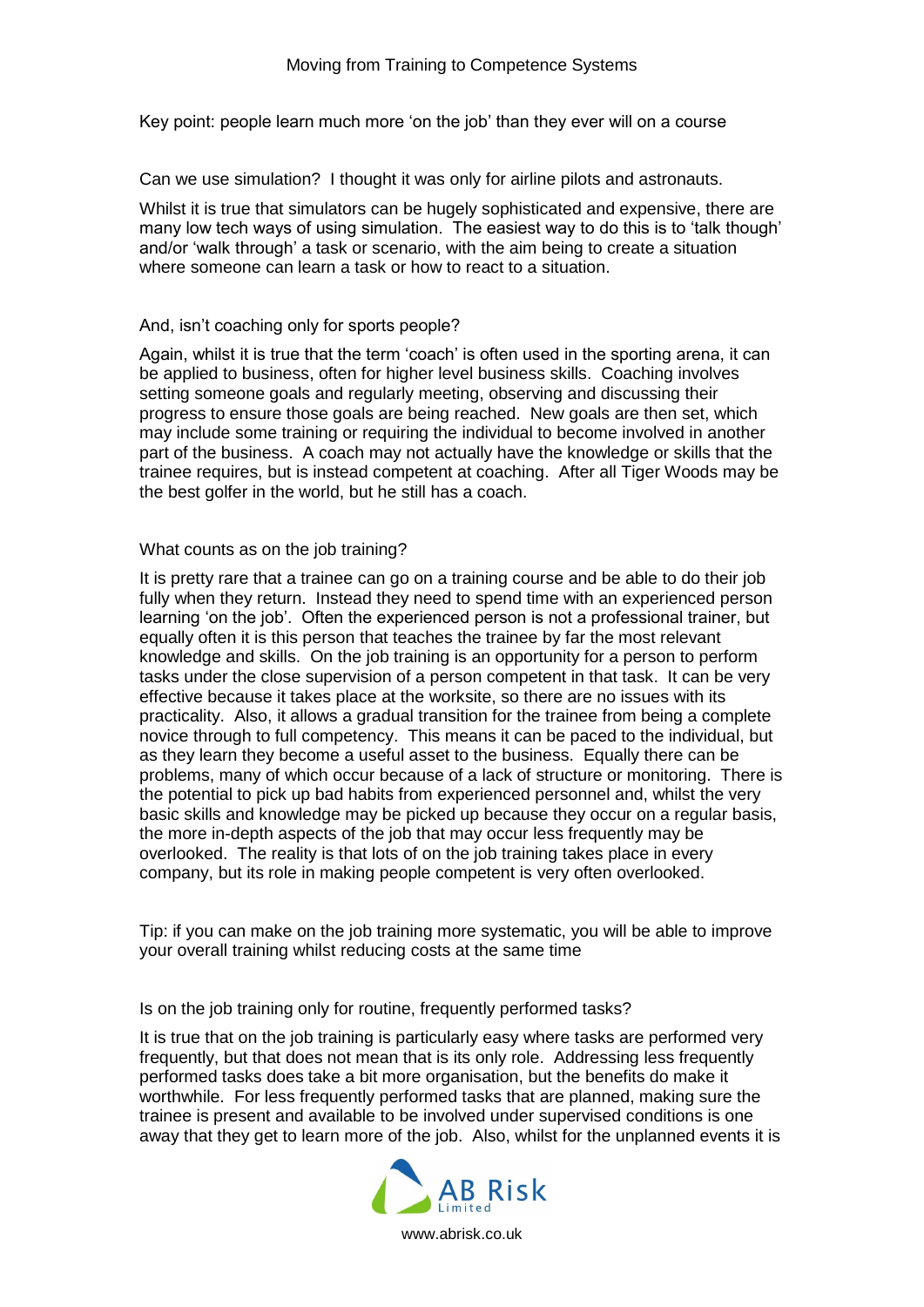Key point: people learn much more 'on the job' than they ever will on a course

Can we use simulation? I thought it was only for airline pilots and astronauts.

Whilst it is true that simulators can be hugely sophisticated and expensive, there are many low tech ways of using simulation. The easiest way to do this is to 'talk though' and/or 'walk through' a task or scenario, with the aim being to create a situation where someone can learn a task or how to react to a situation.

And, isn't coaching only for sports people?

Again, whilst it is true that the term 'coach' is often used in the sporting arena, it can be applied to business, often for higher level business skills. Coaching involves setting someone goals and regularly meeting, observing and discussing their progress to ensure those goals are being reached. New goals are then set, which may include some training or requiring the individual to become involved in another part of the business. A coach may not actually have the knowledge or skills that the trainee requires, but is instead competent at coaching. After all Tiger Woods may be the best golfer in the world, but he still has a coach.

What counts as on the job training?

It is pretty rare that a trainee can go on a training course and be able to do their job fully when they return. Instead they need to spend time with an experienced person learning 'on the job'. Often the experienced person is not a professional trainer, but equally often it is this person that teaches the trainee by far the most relevant knowledge and skills. On the job training is an opportunity for a person to perform tasks under the close supervision of a person competent in that task. It can be very effective because it takes place at the worksite, so there are no issues with its practicality. Also, it allows a gradual transition for the trainee from being a complete novice through to full competency. This means it can be paced to the individual, but as they learn they become a useful asset to the business. Equally there can be problems, many of which occur because of a lack of structure or monitoring. There is the potential to pick up bad habits from experienced personnel and, whilst the very basic skills and knowledge may be picked up because they occur on a regular basis, the more in-depth aspects of the job that may occur less frequently may be overlooked. The reality is that lots of on the job training takes place in every company, but its role in making people competent is very often overlooked.

Tip: if you can make on the job training more systematic, you will be able to improve your overall training whilst reducing costs at the same time

Is on the job training only for routine, frequently performed tasks?

It is true that on the job training is particularly easy where tasks are performed very frequently, but that does not mean that is its only role. Addressing less frequently performed tasks does take a bit more organisation, but the benefits do make it worthwhile. For less frequently performed tasks that are planned, making sure the trainee is present and available to be involved under supervised conditions is one away that they get to learn more of the job. Also, whilst for the unplanned events it is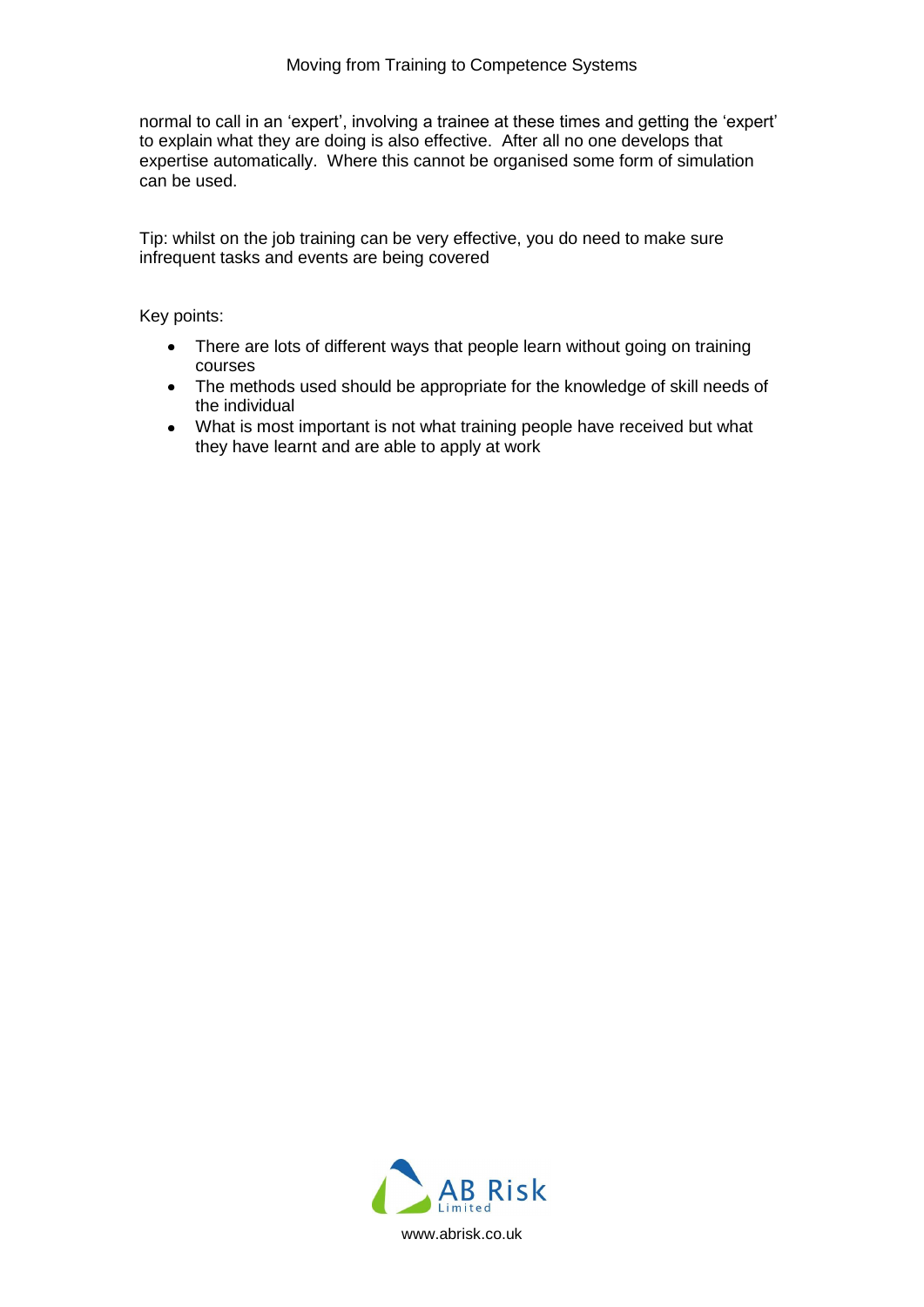normal to call in an 'expert', involving a trainee at these times and getting the 'expert' to explain what they are doing is also effective. After all no one develops that expertise automatically. Where this cannot be organised some form of simulation can be used.

Tip: whilst on the job training can be very effective, you do need to make sure infrequent tasks and events are being covered

Key points:

- There are lots of different ways that people learn without going on training courses
- The methods used should be appropriate for the knowledge of skill needs of the individual
- What is most important is not what training people have received but what they have learnt and are able to apply at work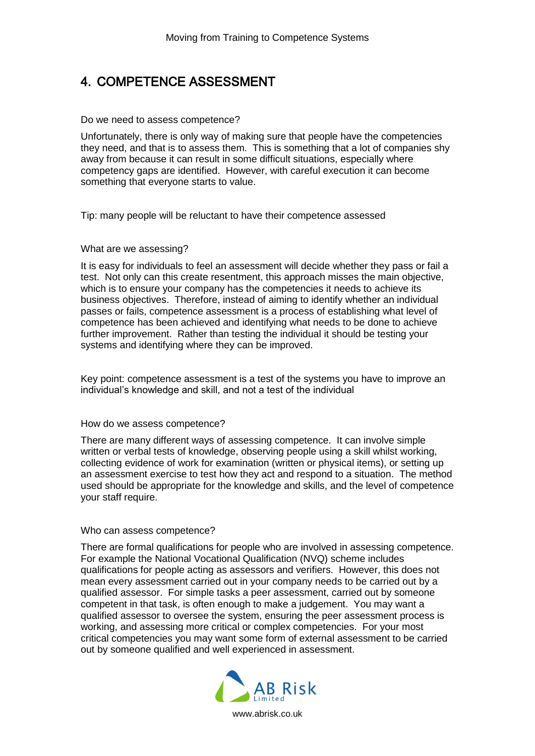## 4. COMPETENCE ASSESSMENT

Do we need to assess competence?

Unfortunately, there is only way of making sure that people have the competencies they need, and that is to assess them. This is something that a lot of companies shy away from because it can result in some difficult situations, especially where competency gaps are identified. However, with careful execution it can become something that everyone starts to value.

Tip: many people will be reluctant to have their competence assessed

What are we assessing?

It is easy for individuals to feel an assessment will decide whether they pass or fail a test. Not only can this create resentment, this approach misses the main objective, which is to ensure your company has the competencies it needs to achieve its business objectives. Therefore, instead of aiming to identify whether an individual passes or fails, competence assessment is a process of establishing what level of competence has been achieved and identifying what needs to be done to achieve further improvement. Rather than testing the individual it should be testing your systems and identifying where they can be improved.

Key point: competence assessment is a test of the systems you have to improve an individual's knowledge and skill, and not a test of the individual

How do we assess competence?

There are many different ways of assessing competence. It can involve simple written or verbal tests of knowledge, observing people using a skill whilst working, collecting evidence of work for examination (written or physical items), or setting up an assessment exercise to test how they act and respond to a situation. The method used should be appropriate for the knowledge and skills, and the level of competence your staff require.

Who can assess competence?

There are formal qualifications for people who are involved in assessing competence. For example the National Vocational Qualification (NVQ) scheme includes qualifications for people acting as assessors and verifiers. However, this does not mean every assessment carried out in your company needs to be carried out by a qualified assessor. For simple tasks a peer assessment, carried out by someone competent in that task, is often enough to make a judgement. You may want a qualified assessor to oversee the system, ensuring the peer assessment process is working, and assessing more critical or complex competencies. For your most critical competencies you may want some form of external assessment to be carried out by someone qualified and well experienced in assessment.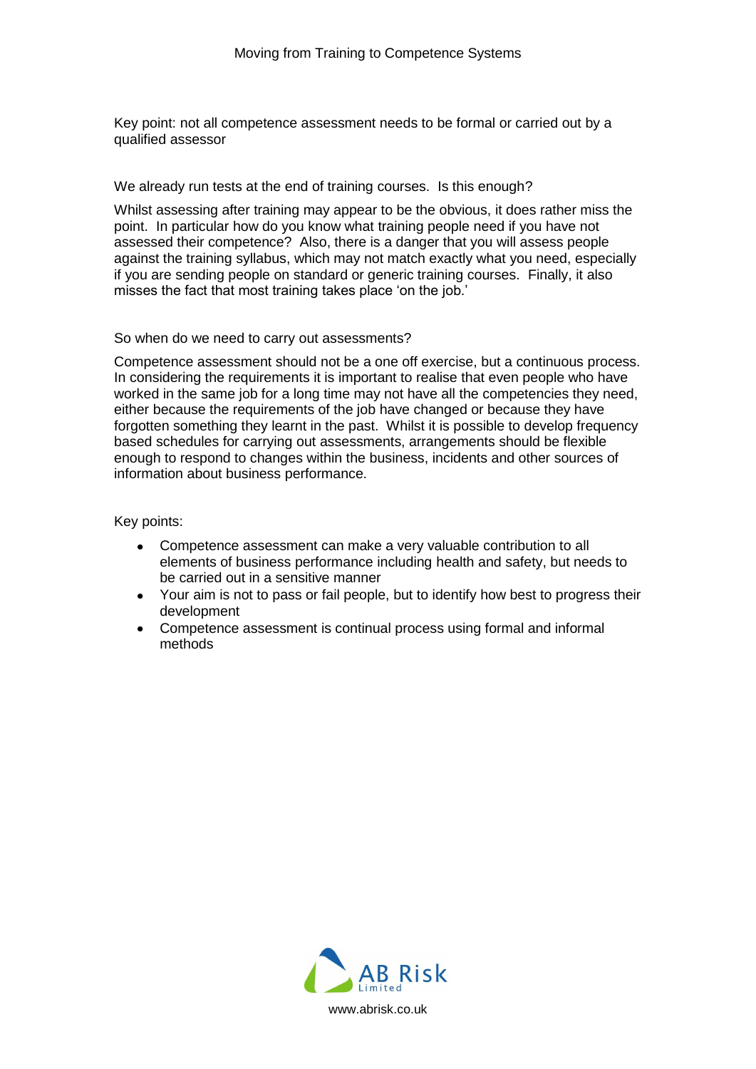Key point: not all competence assessment needs to be formal or carried out by a qualified assessor

We already run tests at the end of training courses. Is this enough?

Whilst assessing after training may appear to be the obvious, it does rather miss the point. In particular how do you know what training people need if you have not assessed their competence? Also, there is a danger that you will assess people against the training syllabus, which may not match exactly what you need, especially if you are sending people on standard or generic training courses. Finally, it also misses the fact that most training takes place 'on the job.'

So when do we need to carry out assessments?

Competence assessment should not be a one off exercise, but a continuous process. In considering the requirements it is important to realise that even people who have worked in the same job for a long time may not have all the competencies they need, either because the requirements of the job have changed or because they have forgotten something they learnt in the past. Whilst it is possible to develop frequency based schedules for carrying out assessments, arrangements should be flexible enough to respond to changes within the business, incidents and other sources of information about business performance.

Key points:

- Competence assessment can make a very valuable contribution to all elements of business performance including health and safety, but needs to be carried out in a sensitive manner
- Your aim is not to pass or fail people, but to identify how best to progress their development
- Competence assessment is continual process using formal and informal methods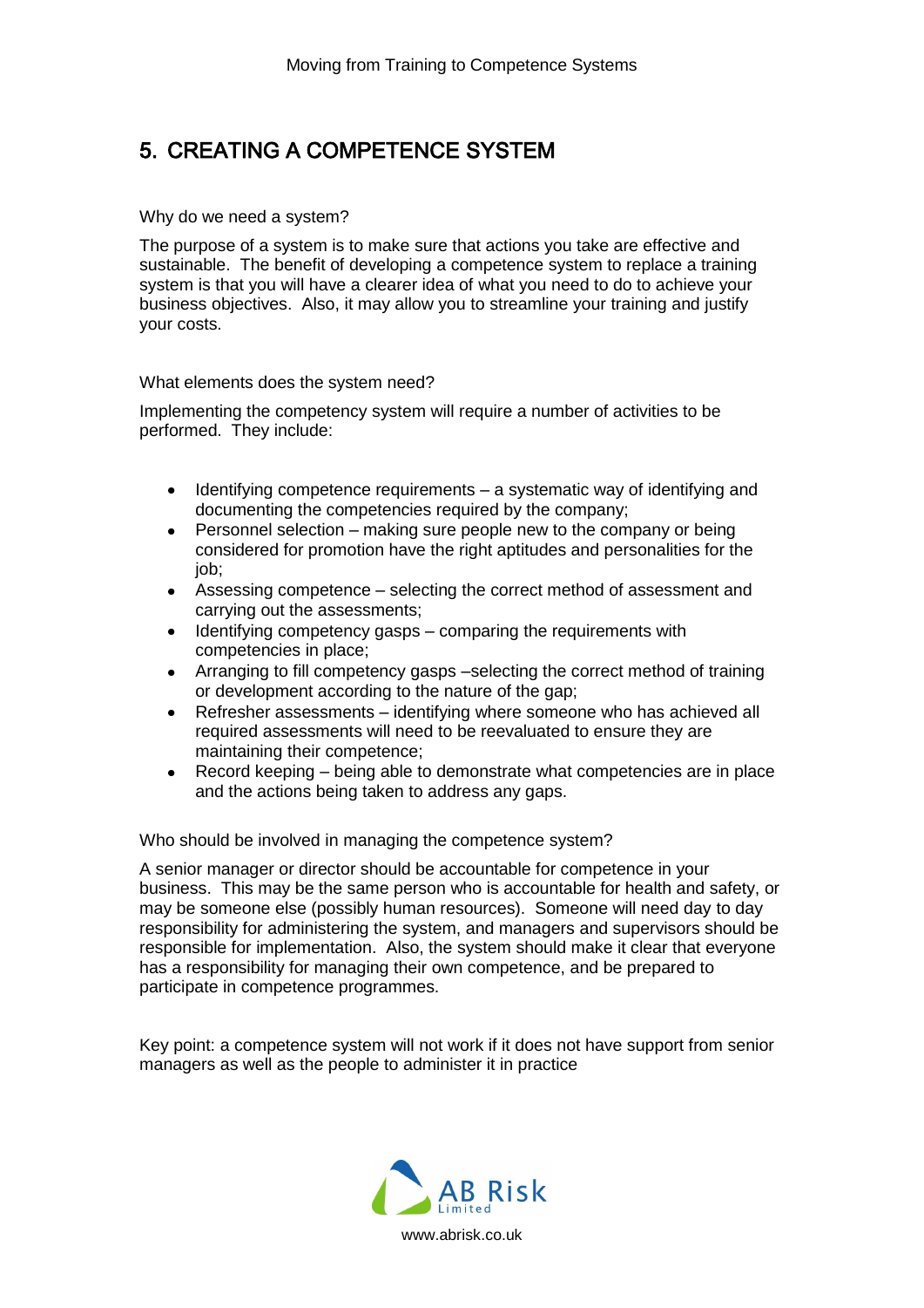## 5. CREATING A COMPETENCE SYSTEM

Why do we need a system?

The purpose of a system is to make sure that actions you take are effective and sustainable. The benefit of developing a competence system to replace a training system is that you will have a clearer idea of what you need to do to achieve your business objectives. Also, it may allow you to streamline your training and justify your costs.

What elements does the system need?

Implementing the competency system will require a number of activities to be performed. They include:

- Identifying competence requirements – a systematic way of identifying and documenting the competencies required by the company;
- Personnel selection – making sure people new to the company or being considered for promotion have the right aptitudes and personalities for the job;
- Assessing competence – selecting the correct method of assessment and carrying out the assessments;
- Identifying competency gasps – comparing the requirements with competencies in place;
- Arranging to fill competency gasps –selecting the correct method of training or development according to the nature of the gap;
- Refresher assessments – identifying where someone who has achieved all required assessments will need to be reevaluated to ensure they are maintaining their competence;
- Record keeping – being able to demonstrate what competencies are in place and the actions being taken to address any gaps.

Who should be involved in managing the competence system?

A senior manager or director should be accountable for competence in your business. This may be the same person who is accountable for health and safety, or may be someone else (possibly human resources). Someone will need day to day responsibility for administering the system, and managers and supervisors should be responsible for implementation. Also, the system should make it clear that everyone has a responsibility for managing their own competence, and be prepared to participate in competence programmes.

Key point: a competence system will not work if it does not have support from senior managers as well as the people to administer it in practice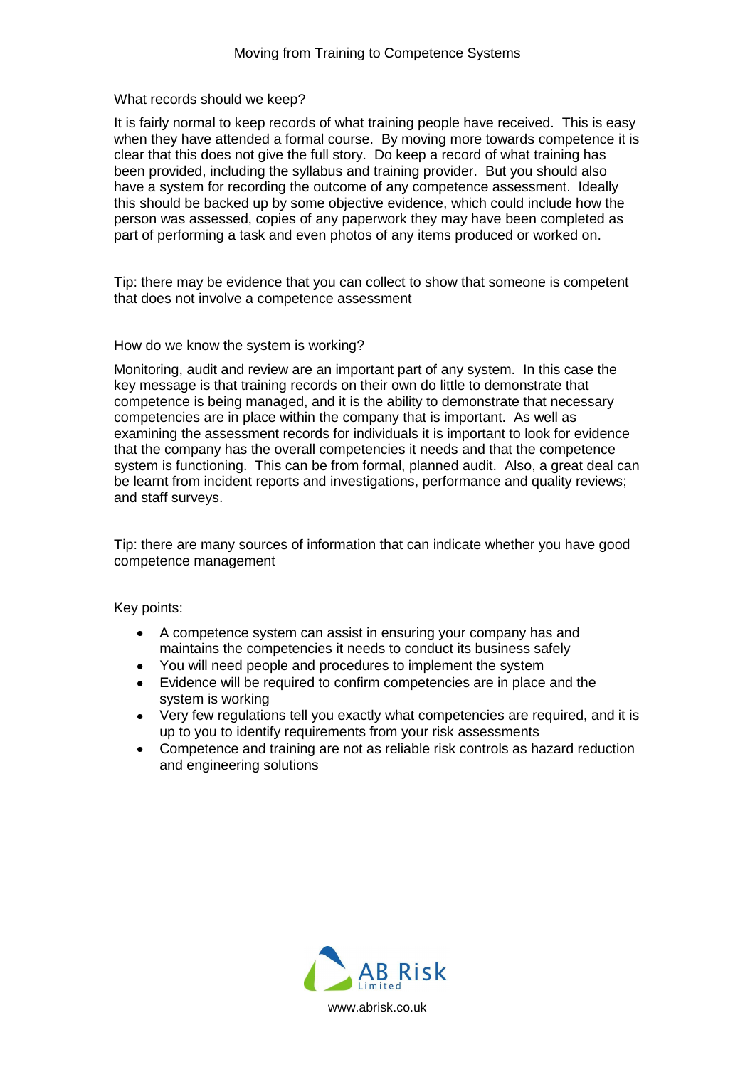## What records should we keep?

It is fairly normal to keep records of what training people have received. This is easy when they have attended a formal course. By moving more towards competence it is clear that this does not give the full story. Do keep a record of what training has been provided, including the syllabus and training provider. But you should also have a system for recording the outcome of any competence assessment. Ideally this should be backed up by some objective evidence, which could include how the person was assessed, copies of any paperwork they may have been completed as part of performing a task and even photos of any items produced or worked on.

Tip: there may be evidence that you can collect to show that someone is competent that does not involve a competence assessment

## How do we know the system is working?

Monitoring, audit and review are an important part of any system. In this case the key message is that training records on their own do little to demonstrate that competence is being managed, and it is the ability to demonstrate that necessary competencies are in place within the company that is important. As well as examining the assessment records for individuals it is important to look for evidence that the company has the overall competencies it needs and that the competence system is functioning. This can be from formal, planned audit. Also, a great deal can be learnt from incident reports and investigations, performance and quality reviews; and staff surveys.

Tip: there are many sources of information that can indicate whether you have good competence management

Key points:

- A competence system can assist in ensuring your company has and maintains the competencies it needs to conduct its business safely
- You will need people and procedures to implement the system
- Evidence will be required to confirm competencies are in place and the system is working
- Very few regulations tell you exactly what competencies are required, and it is up to you to identify requirements from your risk assessments
- Competence and training are not as reliable risk controls as hazard reduction and engineering solutions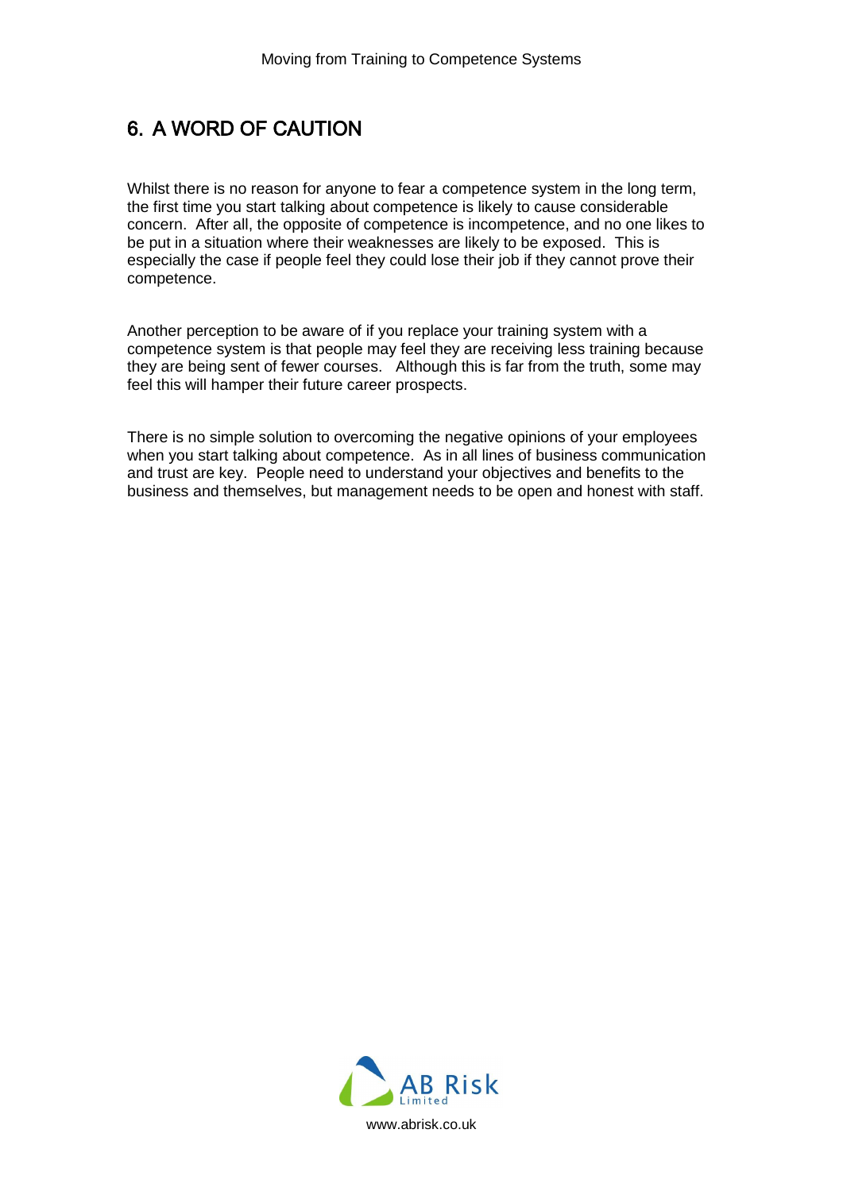# 6. A WORD OF CAUTION

Whilst there is no reason for anyone to fear a competence system in the long term, the first time you start talking about competence is likely to cause considerable concern. After all, the opposite of competence is incompetence, and no one likes to be put in a situation where their weaknesses are likely to be exposed. This is especially the case if people feel they could lose their job if they cannot prove their competence.

Another perception to be aware of if you replace your training system with a competence system is that people may feel they are receiving less training because they are being sent of fewer courses. Although this is far from the truth, some may feel this will hamper their future career prospects.

There is no simple solution to overcoming the negative opinions of your employees when you start talking about competence. As in all lines of business communication and trust are key. People need to understand your objectives and benefits to the business and themselves, but management needs to be open and honest with staff.

AB Risk Limited

www.abrisk.co.uk